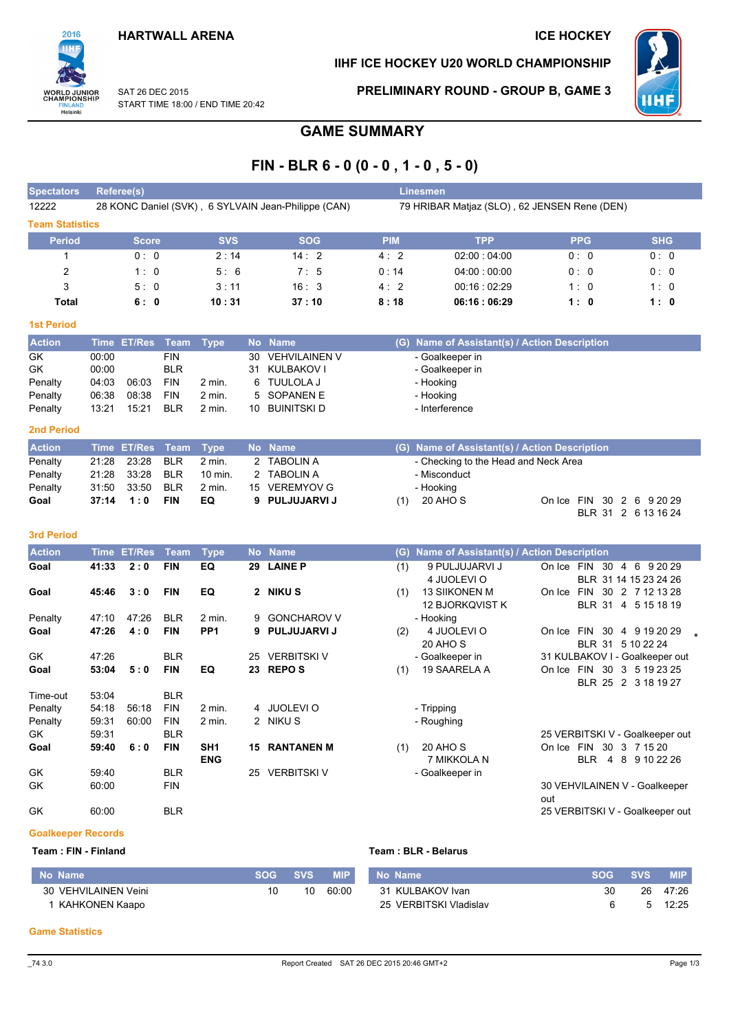HARTWALL ARENA

ICE HOCKEY

IIHF ICE HOCKEY U20 WORLD CHAMPIONSHIP

SAT 26 DEC 2015
START TIME 18:00 / END TIME 20:42

PRELIMINARY ROUND - GROUP B, GAME 3

# GAME SUMMARY

## FIN - BLR 6 - 0 (0 - 0 , 1 - 0 , 5 - 0)

| Spectators | Referee(s) | Linesmen |
|---|---|---|
| 12222 | 28 KONC Daniel (SVK) , 6 SYLVAIN Jean-Philippe (CAN) | 79 HRIBAR Matjaz (SLO) , 62 JENSEN Rene (DEN) |

### Team Statistics

| Period | Score | SVS | SOG | PIM | TPP | PPG | SHG |
|---|---|---|---|---|---|---|---|
| 1 | 0 : 0 | 2 : 14 | 14 : 2 | 4 : 2 | 02:00 : 04:00 | 0 : 0 | 0 : 0 |
| 2 | 1 : 0 | 5 : 6 | 7 : 5 | 0 : 14 | 04:00 : 00:00 | 0 : 0 | 0 : 0 |
| 3 | 5 : 0 | 3 : 11 | 16 : 3 | 4 : 2 | 00:16 : 02:29 | 1 : 0 | 1 : 0 |
| **Total** | **6 : 0** | **10 : 31** | **37 : 10** | **8 : 18** | **06:16 : 06:29** | **1 : 0** | **1 : 0** |

### 1st Period

| Action | Time | ET/Res | Team | Type | No | Name | (G) | Name of Assistant(s) / Action Description | |
|---|---|---|---|---|---|---|---|---|---|
| GK | 00:00 | | FIN | | 30 | VEHVILAINEN V | | - Goalkeeper in | |
| GK | 00:00 | | BLR | | 31 | KULBAKOV I | | - Goalkeeper in | |
| Penalty | 04:03 | 06:03 | FIN | 2 min. | 6 | TUULOLA J | | - Hooking | |
| Penalty | 06:38 | 08:38 | FIN | 2 min. | 5 | SOPANEN E | | - Hooking | |
| Penalty | 13:21 | 15:21 | BLR | 2 min. | 10 | BUINITSKI D | | - Interference | |

### 2nd Period

| Action | Time | ET/Res | Team | Type | No | Name | (G) | Name of Assistant(s) / Action Description | |
|---|---|---|---|---|---|---|---|---|---|
| Penalty | 21:28 | 23:28 | BLR | 2 min. | 2 | TABOLIN A | | - Checking to the Head and Neck Area | |
| Penalty | 21:28 | 33:28 | BLR | 10 min. | 2 | TABOLIN A | | - Misconduct | |
| Penalty | 31:50 | 33:50 | BLR | 2 min. | 15 | VEREMYOV G | | - Hooking | |
| **Goal** | **37:14** | **1 : 0** | **FIN** | **EQ** | **9** | **PULJUJARVI J** | (1) | 20 AHO S | On Ice FIN 30 2 6 9 20 29 BLR 31 2 6 13 16 24 |

### 3rd Period

| Action | Time | ET/Res | Team | Type | No | Name | (G) | Name of Assistant(s) / Action Description | |
|---|---|---|---|---|---|---|---|---|---|
| **Goal** | **41:33** | **2 : 0** | **FIN** | **EQ** | **29** | **LAINE P** | (1) | 9 PULJUJARVI J, 4 JUOLEVI O | On Ice FIN 30 4 6 9 20 29 BLR 31 14 15 23 24 26 |
| **Goal** | **45:46** | **3 : 0** | **FIN** | **EQ** | **2** | **NIKU S** | (1) | 13 SIIKONEN M, 12 BJORKQVIST K | On Ice FIN 30 2 7 12 13 28 BLR 31 4 5 15 18 19 |
| Penalty | 47:10 | 47:26 | BLR | 2 min. | 9 | GONCHAROV V | | - Hooking | |
| **Goal** | **47:26** | **4 : 0** | **FIN** | **PP1** | **9** | **PULJUJARVI J** | (2) | 4 JUOLEVI O, 20 AHO S | On Ice FIN 30 4 9 19 20 29 BLR 31 5 10 22 24 * |
| GK | 47:26 | | BLR | | 25 | VERBITSKI V | | - Goalkeeper in | 31 KULBAKOV I - Goalkeeper out |
| **Goal** | **53:04** | **5 : 0** | **FIN** | **EQ** | **23** | **REPO S** | (1) | 19 SAARELA A | On Ice FIN 30 3 5 19 23 25 BLR 25 2 3 18 19 27 |
| Time-out | 53:04 | | BLR | | | | | | |
| Penalty | 54:18 | 56:18 | FIN | 2 min. | 4 | JUOLEVI O | | - Tripping | |
| Penalty | 59:31 | 60:00 | FIN | 2 min. | 2 | NIKU S | | - Roughing | |
| GK | 59:31 | | BLR | | | | | | 25 VERBITSKI V - Goalkeeper out |
| **Goal** | **59:40** | **6 : 0** | **FIN** | **SH1 ENG** | **15** | **RANTANEN M** | (1) | 20 AHO S, 7 MIKKOLA N | On Ice FIN 30 3 7 15 20 BLR 4 8 9 10 22 26 |
| GK | 59:40 | | BLR | | 25 | VERBITSKI V | | - Goalkeeper in | |
| GK | 60:00 | | FIN | | | | | | 30 VEHVILAINEN V - Goalkeeper out |
| GK | 60:00 | | BLR | | | | | | 25 VERBITSKI V - Goalkeeper out |

### Goalkeeper Records

**Team : FIN - Finland**

| No | Name | SOG | SVS | MIP |
|---|---|---|---|---|
| 30 | VEHVILAINEN Veini | 10 | 10 | 60:00 |
| 1 | KAHKONEN Kaapo | | | |

**Team : BLR - Belarus**

| No | Name | SOG | SVS | MIP |
|---|---|---|---|---|
| 31 | KULBAKOV Ivan | 30 | 26 | 47:26 |
| 25 | VERBITSKI Vladislav | 6 | 5 | 12:25 |

### Game Statistics

_74 3.0 Report Created SAT 26 DEC 2015 20:46 GMT+2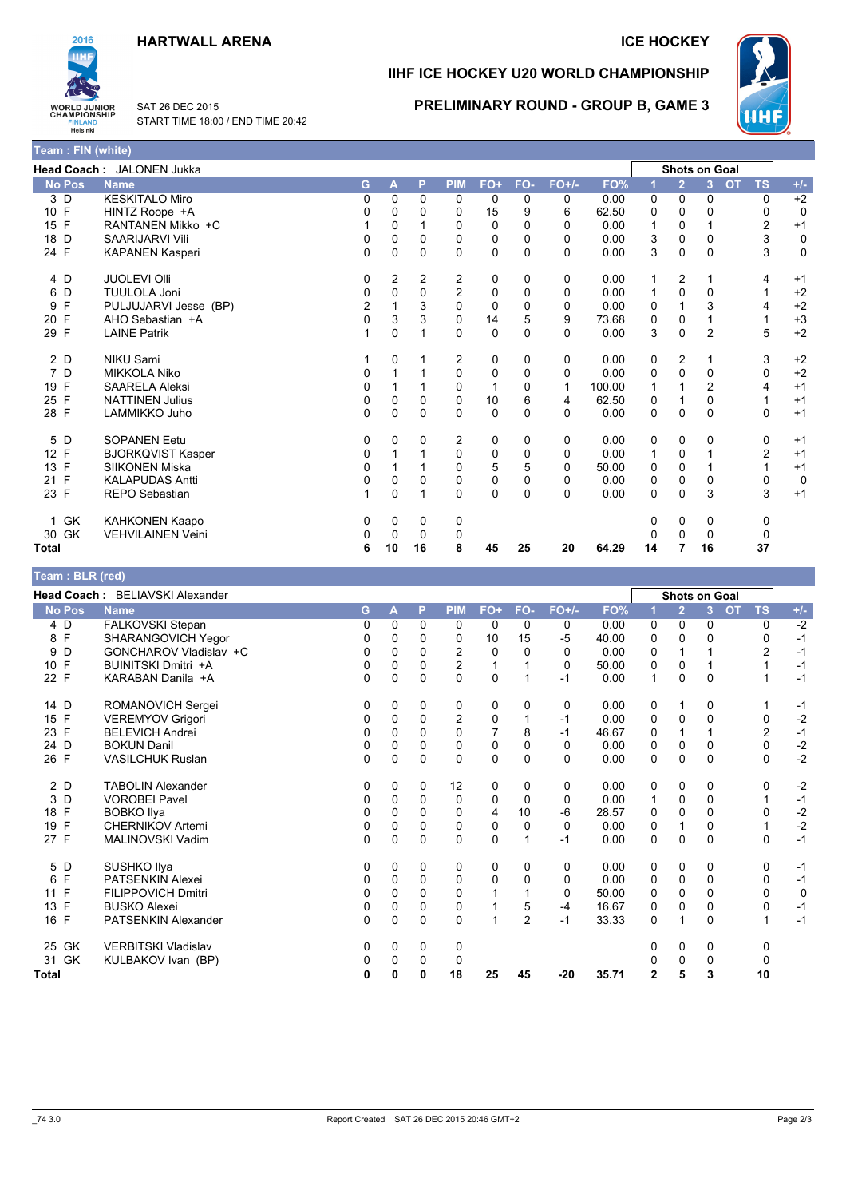HARTWALL ARENA

ICE HOCKEY

IIHF ICE HOCKEY U20 WORLD CHAMPIONSHIP

SAT 26 DEC 2015
START TIME 18:00 / END TIME 20:42

PRELIMINARY ROUND - GROUP B, GAME 3

## Team : FIN (white)

**Head Coach :** JALONEN Jukka

| No | Pos | Name | G | A | P | PIM | FO+ | FO- | FO+/- | FO% | Shots on Goal 1 | 2 | 3 | OT | TS | +/- |
|---|---|---|---|---|---|---|---|---|---|---|---|---|---|---|---|---|
| 3 | D | KESKITALO Miro | 0 | 0 | 0 | 0 | 0 | 0 | 0 | 0.00 | 0 | 0 | 0 | | 0 | +2 |
| 10 | F | HINTZ Roope +A | 0 | 0 | 0 | 0 | 15 | 9 | 6 | 62.50 | 0 | 0 | 0 | | 0 | 0 |
| 15 | F | RANTANEN Mikko +C | 1 | 0 | 1 | 0 | 0 | 0 | 0 | 0.00 | 1 | 0 | 1 | | 2 | +1 |
| 18 | D | SAARIJARVI Vili | 0 | 0 | 0 | 0 | 0 | 0 | 0 | 0.00 | 3 | 0 | 0 | | 3 | 0 |
| 24 | F | KAPANEN Kasperi | 0 | 0 | 0 | 0 | 0 | 0 | 0 | 0.00 | 3 | 0 | 0 | | 3 | 0 |
| 4 | D | JUOLEVI Olli | 0 | 2 | 2 | 2 | 0 | 0 | 0 | 0.00 | 1 | 2 | 1 | | 4 | +1 |
| 6 | D | TUULOLA Joni | 0 | 0 | 0 | 2 | 0 | 0 | 0 | 0.00 | 1 | 0 | 0 | | 1 | +2 |
| 9 | F | PULJUJARVI Jesse (BP) | 2 | 1 | 3 | 0 | 0 | 0 | 0 | 0.00 | 0 | 1 | 3 | | 4 | +2 |
| 20 | F | AHO Sebastian +A | 0 | 3 | 3 | 0 | 14 | 5 | 9 | 73.68 | 0 | 0 | 1 | | 1 | +3 |
| 29 | F | LAINE Patrik | 1 | 0 | 1 | 0 | 0 | 0 | 0 | 0.00 | 3 | 0 | 2 | | 5 | +2 |
| 2 | D | NIKU Sami | 1 | 0 | 1 | 2 | 0 | 0 | 0 | 0.00 | 0 | 2 | 1 | | 3 | +2 |
| 7 | D | MIKKOLA Niko | 0 | 1 | 1 | 0 | 0 | 0 | 0 | 0.00 | 0 | 0 | 0 | | 0 | +2 |
| 19 | F | SAARELA Aleksi | 0 | 1 | 1 | 0 | 1 | 0 | 1 | 100.00 | 1 | 1 | 2 | | 4 | +1 |
| 25 | F | NATTINEN Julius | 0 | 0 | 0 | 0 | 10 | 6 | 4 | 62.50 | 0 | 1 | 0 | | 1 | +1 |
| 28 | F | LAMMIKKO Juho | 0 | 0 | 0 | 0 | 0 | 0 | 0 | 0.00 | 0 | 0 | 0 | | 0 | +1 |
| 5 | D | SOPANEN Eetu | 0 | 0 | 0 | 2 | 0 | 0 | 0 | 0.00 | 0 | 0 | 0 | | 0 | +1 |
| 12 | F | BJORKQVIST Kasper | 0 | 1 | 1 | 0 | 0 | 0 | 0 | 0.00 | 1 | 0 | 1 | | 2 | +1 |
| 13 | F | SIIKONEN Miska | 0 | 1 | 1 | 0 | 5 | 5 | 0 | 50.00 | 0 | 0 | 1 | | 1 | +1 |
| 21 | F | KALAPUDAS Antti | 0 | 0 | 0 | 0 | 0 | 0 | 0 | 0.00 | 0 | 0 | 0 | | 0 | 0 |
| 23 | F | REPO Sebastian | 1 | 0 | 1 | 0 | 0 | 0 | 0 | 0.00 | 0 | 0 | 3 | | 3 | +1 |
| 1 | GK | KAHKONEN Kaapo | 0 | 0 | 0 | 0 | | | | | 0 | 0 | 0 | | 0 | |
| 30 | GK | VEHVILAINEN Veini | 0 | 0 | 0 | 0 | | | | | 0 | 0 | 0 | | 0 | |
| **Total** | | | **6** | **10** | **16** | **8** | **45** | **25** | **20** | **64.29** | **14** | **7** | **16** | | **37** | |

## Team : BLR (red)

**Head Coach :** BELIAVSKI Alexander

| No | Pos | Name | G | A | P | PIM | FO+ | FO- | FO+/- | FO% | Shots on Goal 1 | 2 | 3 | OT | TS | +/- |
|---|---|---|---|---|---|---|---|---|---|---|---|---|---|---|---|---|
| 4 | D | FALKOVSKI Stepan | 0 | 0 | 0 | 0 | 0 | 0 | 0 | 0.00 | 0 | 0 | 0 | | 0 | -2 |
| 8 | F | SHARANGOVICH Yegor | 0 | 0 | 0 | 0 | 10 | 15 | -5 | 40.00 | 0 | 0 | 0 | | 0 | -1 |
| 9 | D | GONCHAROV Vladislav +C | 0 | 0 | 0 | 2 | 0 | 0 | 0 | 0.00 | 0 | 1 | 1 | | 2 | -1 |
| 10 | F | BUINITSKI Dmitri +A | 0 | 0 | 0 | 2 | 1 | 1 | 0 | 50.00 | 0 | 0 | 1 | | 1 | -1 |
| 22 | F | KARABAN Danila +A | 0 | 0 | 0 | 0 | 0 | 1 | -1 | 0.00 | 1 | 0 | 0 | | 1 | -1 |
| 14 | D | ROMANOVICH Sergei | 0 | 0 | 0 | 0 | 0 | 0 | 0 | 0.00 | 0 | 1 | 0 | | 1 | -1 |
| 15 | F | VEREMYOV Grigori | 0 | 0 | 0 | 2 | 0 | 1 | -1 | 0.00 | 0 | 0 | 0 | | 0 | -2 |
| 23 | F | BELEVICH Andrei | 0 | 0 | 0 | 0 | 7 | 8 | -1 | 46.67 | 0 | 1 | 1 | | 2 | -1 |
| 24 | D | BOKUN Danil | 0 | 0 | 0 | 0 | 0 | 0 | 0 | 0.00 | 0 | 0 | 0 | | 0 | -2 |
| 26 | F | VASILCHUK Ruslan | 0 | 0 | 0 | 0 | 0 | 0 | 0 | 0.00 | 0 | 0 | 0 | | 0 | -2 |
| 2 | D | TABOLIN Alexander | 0 | 0 | 0 | 12 | 0 | 0 | 0 | 0.00 | 0 | 0 | 0 | | 0 | -2 |
| 3 | D | VOROBEI Pavel | 0 | 0 | 0 | 0 | 0 | 0 | 0 | 0.00 | 1 | 0 | 0 | | 1 | -1 |
| 18 | F | BOBKO Ilya | 0 | 0 | 0 | 0 | 4 | 10 | -6 | 28.57 | 0 | 0 | 0 | | 0 | -2 |
| 19 | F | CHERNIKOV Artemi | 0 | 0 | 0 | 0 | 0 | 0 | 0 | 0.00 | 0 | 1 | 0 | | 1 | -2 |
| 27 | F | MALINOVSKI Vadim | 0 | 0 | 0 | 0 | 0 | 1 | -1 | 0.00 | 0 | 0 | 0 | | 0 | -1 |
| 5 | D | SUSHKO Ilya | 0 | 0 | 0 | 0 | 0 | 0 | 0 | 0.00 | 0 | 0 | 0 | | 0 | -1 |
| 6 | F | PATSENKIN Alexei | 0 | 0 | 0 | 0 | 0 | 0 | 0 | 0.00 | 0 | 0 | 0 | | 0 | -1 |
| 11 | F | FILIPPOVICH Dmitri | 0 | 0 | 0 | 0 | 1 | 1 | 0 | 50.00 | 0 | 0 | 0 | | 0 | 0 |
| 13 | F | BUSKO Alexei | 0 | 0 | 0 | 0 | 1 | 5 | -4 | 16.67 | 0 | 0 | 0 | | 0 | -1 |
| 16 | F | PATSENKIN Alexander | 0 | 0 | 0 | 0 | 1 | 2 | -1 | 33.33 | 0 | 1 | 0 | | 1 | -1 |
| 25 | GK | VERBITSKI Vladislav | 0 | 0 | 0 | 0 | | | | | 0 | 0 | 0 | | 0 | |
| 31 | GK | KULBAKOV Ivan (BP) | 0 | 0 | 0 | 0 | | | | | 0 | 0 | 0 | | 0 | |
| **Total** | | | **0** | **0** | **0** | **18** | **25** | **45** | **-20** | **35.71** | **2** | **5** | **3** | | **10** | |

_74 3.0 Report Created SAT 26 DEC 2015 20:46 GMT+2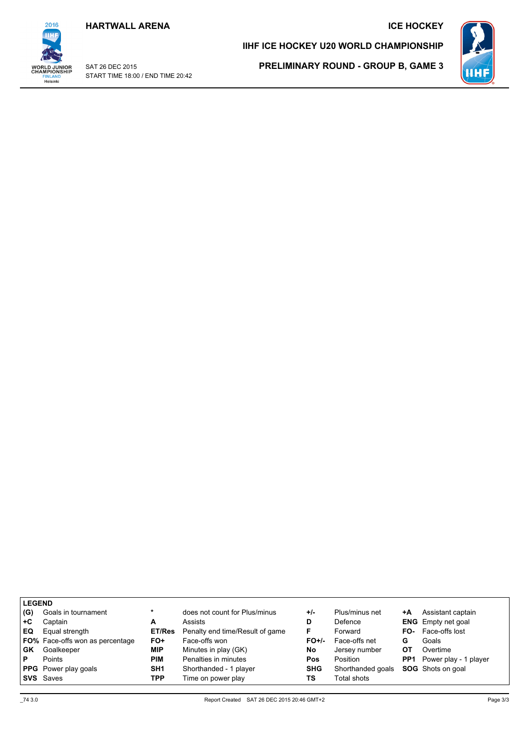**LEGEND**

| | | | | | | | |
|---|---|---|---|---|---|---|---|
| (G) | Goals in tournament | * | does not count for Plus/minus | +/- | Plus/minus net | +A | Assistant captain |
| +C | Captain | A | Assists | D | Defence | ENG | Empty net goal |
| EQ | Equal strength | ET/Res | Penalty end time/Result of game | F | Forward | FO- | Face-offs lost |
| FO% | Face-offs won as percentage | FO+ | Face-offs won | FO+/- | Face-offs net | G | Goals |
| GK | Goalkeeper | MIP | Minutes in play (GK) | No | Jersey number | OT | Overtime |
| P | Points | PIM | Penalties in minutes | Pos | Position | PP1 | Power play - 1 player |
| PPG | Power play goals | SH1 | Shorthanded - 1 player | SHG | Shorthanded goals | SOG | Shots on goal |
| SVS | Saves | TPP | Time on power play | TS | Total shots | | |